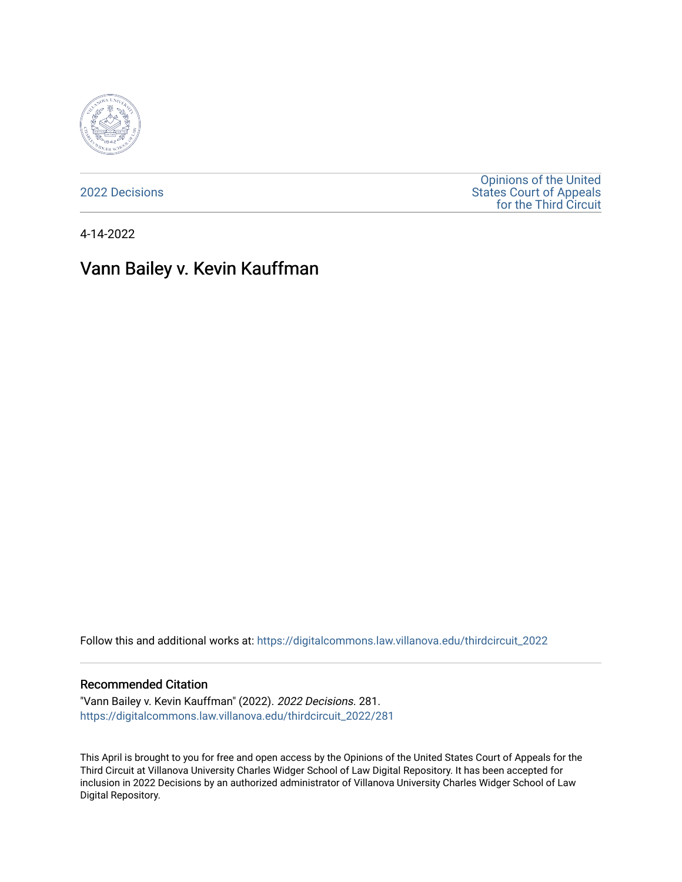2022 Decisions

Opinions of the United States Court of Appeals for the Third Circuit

4-14-2022

# Vann Bailey v. Kevin Kauffman

Follow this and additional works at: https://digitalcommons.law.villanova.edu/thirdcircuit_2022

## Recommended Citation

"Vann Bailey v. Kevin Kauffman" (2022). *2022 Decisions*. 281.
https://digitalcommons.law.villanova.edu/thirdcircuit_2022/281

This April is brought to you for free and open access by the Opinions of the United States Court of Appeals for the Third Circuit at Villanova University Charles Widger School of Law Digital Repository. It has been accepted for inclusion in 2022 Decisions by an authorized administrator of Villanova University Charles Widger School of Law Digital Repository.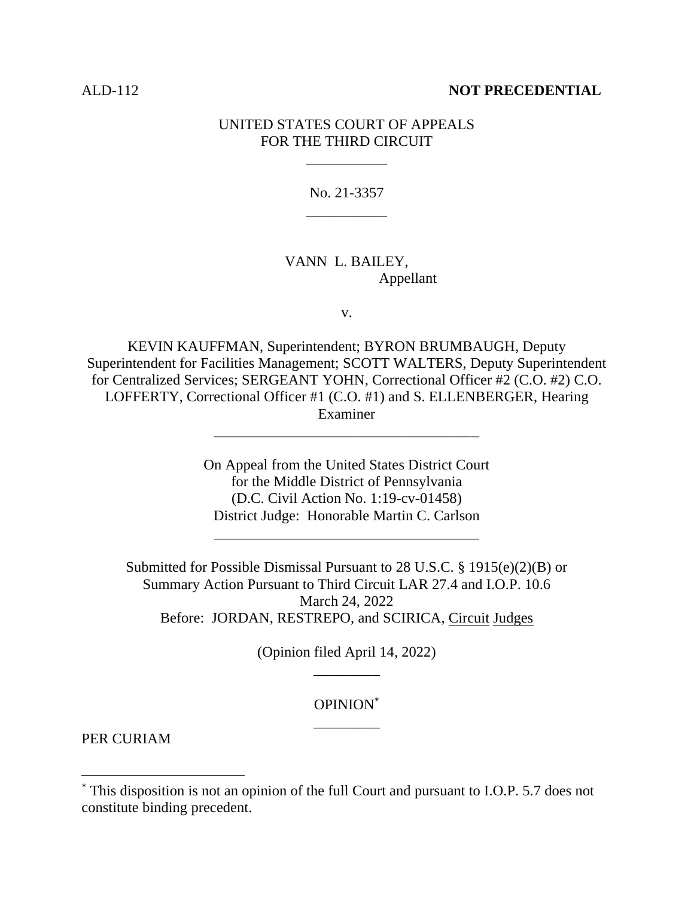ALD-112 **NOT PRECEDENTIAL**

UNITED STATES COURT OF APPEALS
FOR THE THIRD CIRCUIT

___________

No. 21-3357

___________

VANN L. BAILEY,
Appellant

v.

KEVIN KAUFFMAN, Superintendent; BYRON BRUMBAUGH, Deputy Superintendent for Facilities Management; SCOTT WALTERS, Deputy Superintendent for Centralized Services; SERGEANT YOHN, Correctional Officer #2 (C.O. #2) C.O. LOFFERTY, Correctional Officer #1 (C.O. #1) and S. ELLENBERGER, Hearing Examiner

____________________________________

On Appeal from the United States District Court
for the Middle District of Pennsylvania
(D.C. Civil Action No. 1:19-cv-01458)
District Judge: Honorable Martin C. Carlson

____________________________________

Submitted for Possible Dismissal Pursuant to 28 U.S.C. § 1915(e)(2)(B) or Summary Action Pursuant to Third Circuit LAR 27.4 and I.O.P. 10.6
March 24, 2022
Before: JORDAN, RESTREPO, and SCIRICA, Circuit Judges

(Opinion filed April 14, 2022)

_________

OPINION[*]

_________

PER CURIAM

[*] This disposition is not an opinion of the full Court and pursuant to I.O.P. 5.7 does not constitute binding precedent.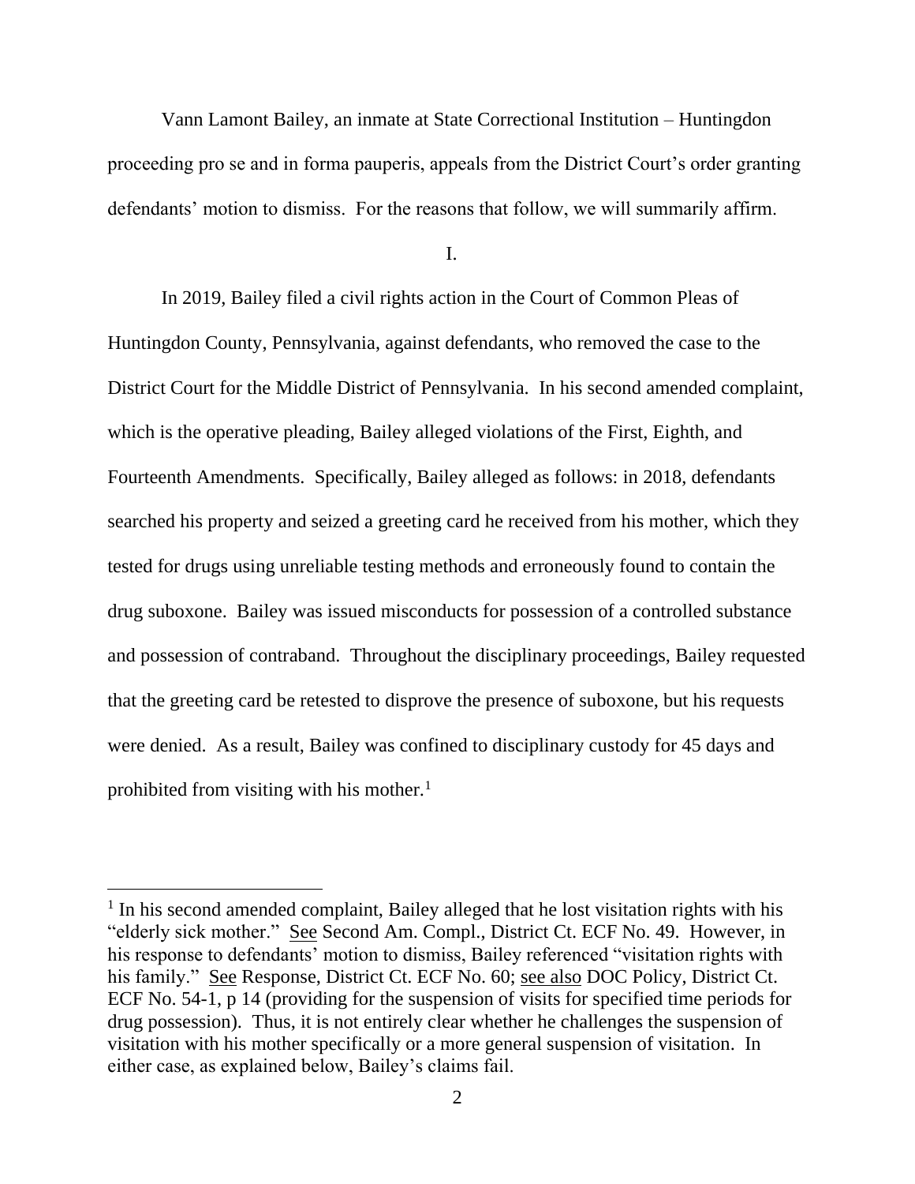Vann Lamont Bailey, an inmate at State Correctional Institution – Huntingdon proceeding pro se and in forma pauperis, appeals from the District Court's order granting defendants' motion to dismiss. For the reasons that follow, we will summarily affirm.

I.

In 2019, Bailey filed a civil rights action in the Court of Common Pleas of Huntingdon County, Pennsylvania, against defendants, who removed the case to the District Court for the Middle District of Pennsylvania. In his second amended complaint, which is the operative pleading, Bailey alleged violations of the First, Eighth, and Fourteenth Amendments. Specifically, Bailey alleged as follows: in 2018, defendants searched his property and seized a greeting card he received from his mother, which they tested for drugs using unreliable testing methods and erroneously found to contain the drug suboxone. Bailey was issued misconducts for possession of a controlled substance and possession of contraband. Throughout the disciplinary proceedings, Bailey requested that the greeting card be retested to disprove the presence of suboxone, but his requests were denied. As a result, Bailey was confined to disciplinary custody for 45 days and prohibited from visiting with his mother.[1]

---

[1] In his second amended complaint, Bailey alleged that he lost visitation rights with his "elderly sick mother." See Second Am. Compl., District Ct. ECF No. 49. However, in his response to defendants' motion to dismiss, Bailey referenced "visitation rights with his family." See Response, District Ct. ECF No. 60; see also DOC Policy, District Ct. ECF No. 54-1, p 14 (providing for the suspension of visits for specified time periods for drug possession). Thus, it is not entirely clear whether he challenges the suspension of visitation with his mother specifically or a more general suspension of visitation. In either case, as explained below, Bailey's claims fail.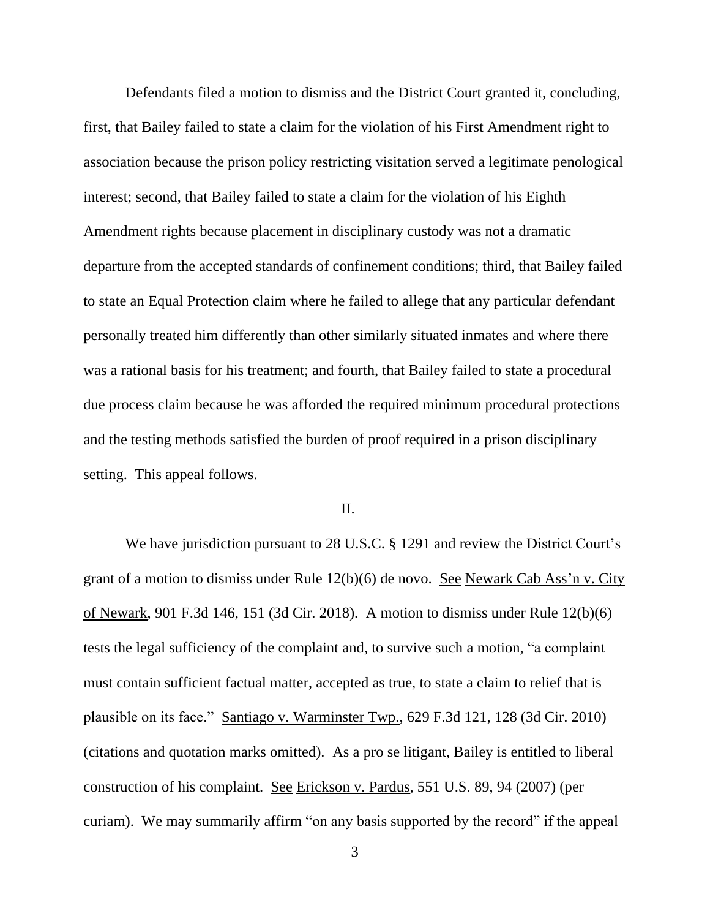Defendants filed a motion to dismiss and the District Court granted it, concluding, first, that Bailey failed to state a claim for the violation of his First Amendment right to association because the prison policy restricting visitation served a legitimate penological interest; second, that Bailey failed to state a claim for the violation of his Eighth Amendment rights because placement in disciplinary custody was not a dramatic departure from the accepted standards of confinement conditions; third, that Bailey failed to state an Equal Protection claim where he failed to allege that any particular defendant personally treated him differently than other similarly situated inmates and where there was a rational basis for his treatment; and fourth, that Bailey failed to state a procedural due process claim because he was afforded the required minimum procedural protections and the testing methods satisfied the burden of proof required in a prison disciplinary setting. This appeal follows.

II.

We have jurisdiction pursuant to 28 U.S.C. § 1291 and review the District Court's grant of a motion to dismiss under Rule 12(b)(6) de novo. See Newark Cab Ass'n v. City of Newark, 901 F.3d 146, 151 (3d Cir. 2018). A motion to dismiss under Rule 12(b)(6) tests the legal sufficiency of the complaint and, to survive such a motion, "a complaint must contain sufficient factual matter, accepted as true, to state a claim to relief that is plausible on its face." Santiago v. Warminster Twp., 629 F.3d 121, 128 (3d Cir. 2010) (citations and quotation marks omitted). As a pro se litigant, Bailey is entitled to liberal construction of his complaint. See Erickson v. Pardus, 551 U.S. 89, 94 (2007) (per curiam). We may summarily affirm "on any basis supported by the record" if the appeal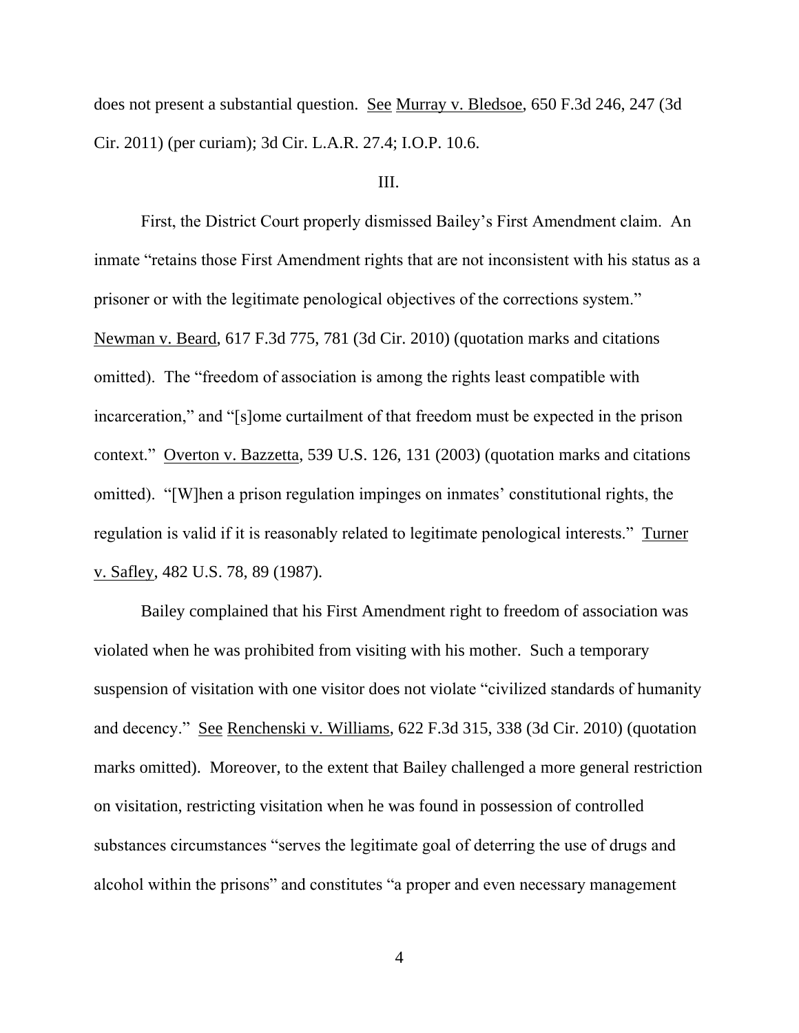does not present a substantial question. See Murray v. Bledsoe, 650 F.3d 246, 247 (3d Cir. 2011) (per curiam); 3d Cir. L.A.R. 27.4; I.O.P. 10.6.

III.

First, the District Court properly dismissed Bailey's First Amendment claim. An inmate "retains those First Amendment rights that are not inconsistent with his status as a prisoner or with the legitimate penological objectives of the corrections system." Newman v. Beard, 617 F.3d 775, 781 (3d Cir. 2010) (quotation marks and citations omitted). The "freedom of association is among the rights least compatible with incarceration," and "[s]ome curtailment of that freedom must be expected in the prison context." Overton v. Bazzetta, 539 U.S. 126, 131 (2003) (quotation marks and citations omitted). "[W]hen a prison regulation impinges on inmates' constitutional rights, the regulation is valid if it is reasonably related to legitimate penological interests." Turner v. Safley, 482 U.S. 78, 89 (1987).

Bailey complained that his First Amendment right to freedom of association was violated when he was prohibited from visiting with his mother. Such a temporary suspension of visitation with one visitor does not violate "civilized standards of humanity and decency." See Renchenski v. Williams, 622 F.3d 315, 338 (3d Cir. 2010) (quotation marks omitted). Moreover, to the extent that Bailey challenged a more general restriction on visitation, restricting visitation when he was found in possession of controlled substances circumstances "serves the legitimate goal of deterring the use of drugs and alcohol within the prisons" and constitutes "a proper and even necessary management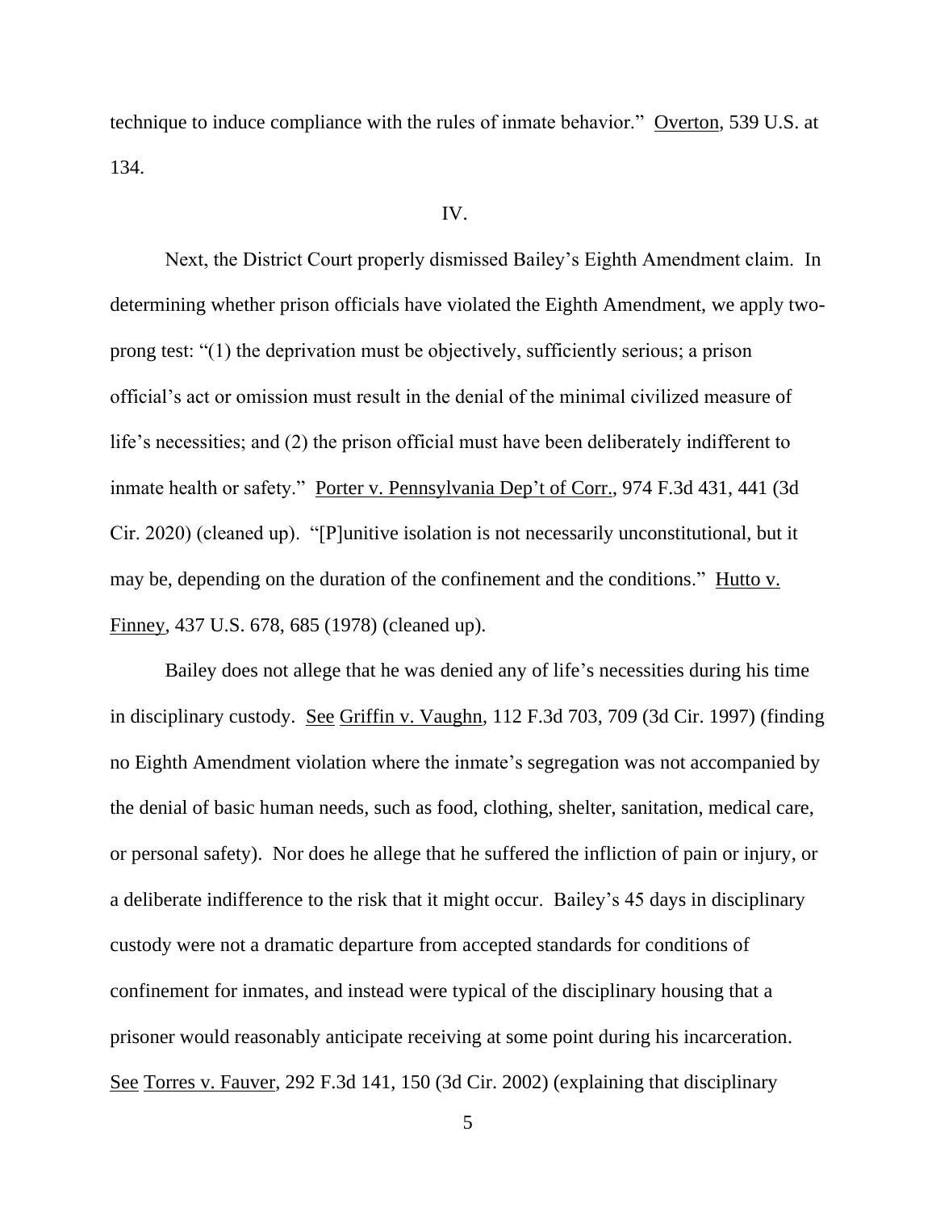technique to induce compliance with the rules of inmate behavior." Overton, 539 U.S. at 134.

IV.

Next, the District Court properly dismissed Bailey's Eighth Amendment claim. In determining whether prison officials have violated the Eighth Amendment, we apply two-prong test: "(1) the deprivation must be objectively, sufficiently serious; a prison official's act or omission must result in the denial of the minimal civilized measure of life's necessities; and (2) the prison official must have been deliberately indifferent to inmate health or safety." Porter v. Pennsylvania Dep't of Corr., 974 F.3d 431, 441 (3d Cir. 2020) (cleaned up). "[P]unitive isolation is not necessarily unconstitutional, but it may be, depending on the duration of the confinement and the conditions." Hutto v. Finney, 437 U.S. 678, 685 (1978) (cleaned up).

Bailey does not allege that he was denied any of life's necessities during his time in disciplinary custody. See Griffin v. Vaughn, 112 F.3d 703, 709 (3d Cir. 1997) (finding no Eighth Amendment violation where the inmate's segregation was not accompanied by the denial of basic human needs, such as food, clothing, shelter, sanitation, medical care, or personal safety). Nor does he allege that he suffered the infliction of pain or injury, or a deliberate indifference to the risk that it might occur. Bailey's 45 days in disciplinary custody were not a dramatic departure from accepted standards for conditions of confinement for inmates, and instead were typical of the disciplinary housing that a prisoner would reasonably anticipate receiving at some point during his incarceration. See Torres v. Fauver, 292 F.3d 141, 150 (3d Cir. 2002) (explaining that disciplinary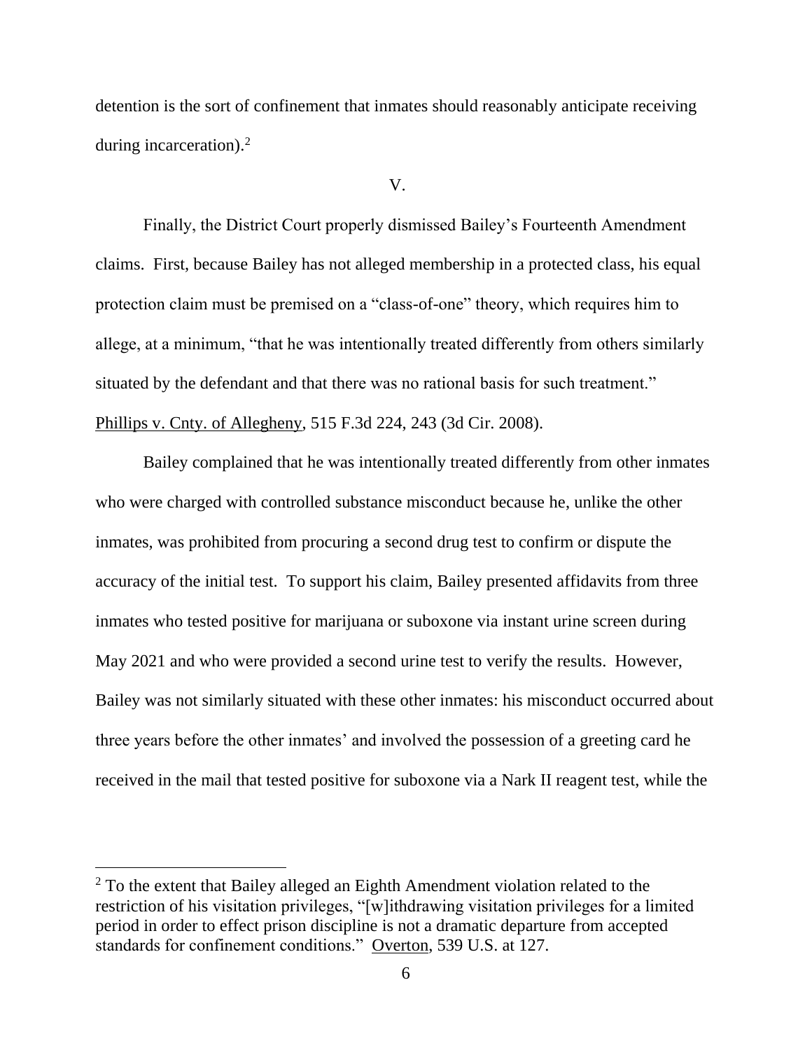detention is the sort of confinement that inmates should reasonably anticipate receiving during incarceration).[2]

V.

Finally, the District Court properly dismissed Bailey's Fourteenth Amendment claims. First, because Bailey has not alleged membership in a protected class, his equal protection claim must be premised on a "class-of-one" theory, which requires him to allege, at a minimum, "that he was intentionally treated differently from others similarly situated by the defendant and that there was no rational basis for such treatment." Phillips v. Cnty. of Allegheny, 515 F.3d 224, 243 (3d Cir. 2008).

Bailey complained that he was intentionally treated differently from other inmates who were charged with controlled substance misconduct because he, unlike the other inmates, was prohibited from procuring a second drug test to confirm or dispute the accuracy of the initial test. To support his claim, Bailey presented affidavits from three inmates who tested positive for marijuana or suboxone via instant urine screen during May 2021 and who were provided a second urine test to verify the results. However, Bailey was not similarly situated with these other inmates: his misconduct occurred about three years before the other inmates' and involved the possession of a greeting card he received in the mail that tested positive for suboxone via a Nark II reagent test, while the

---

[2] To the extent that Bailey alleged an Eighth Amendment violation related to the restriction of his visitation privileges, "[w]ithdrawing visitation privileges for a limited period in order to effect prison discipline is not a dramatic departure from accepted standards for confinement conditions." Overton, 539 U.S. at 127.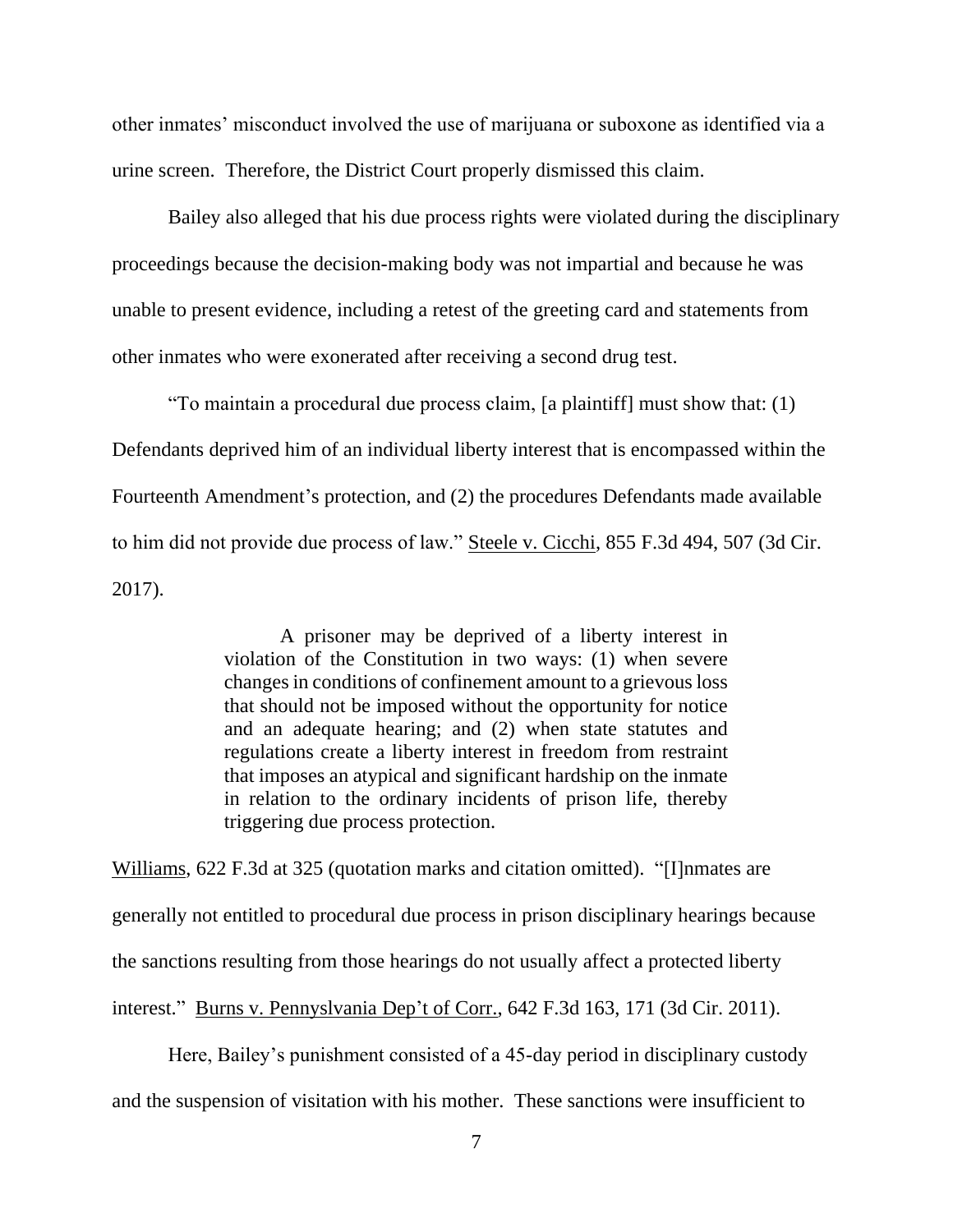other inmates' misconduct involved the use of marijuana or suboxone as identified via a urine screen. Therefore, the District Court properly dismissed this claim.

Bailey also alleged that his due process rights were violated during the disciplinary proceedings because the decision-making body was not impartial and because he was unable to present evidence, including a retest of the greeting card and statements from other inmates who were exonerated after receiving a second drug test.

"To maintain a procedural due process claim, [a plaintiff] must show that: (1) Defendants deprived him of an individual liberty interest that is encompassed within the Fourteenth Amendment's protection, and (2) the procedures Defendants made available to him did not provide due process of law." Steele v. Cicchi, 855 F.3d 494, 507 (3d Cir. 2017).

> A prisoner may be deprived of a liberty interest in violation of the Constitution in two ways: (1) when severe changes in conditions of confinement amount to a grievous loss that should not be imposed without the opportunity for notice and an adequate hearing; and (2) when state statutes and regulations create a liberty interest in freedom from restraint that imposes an atypical and significant hardship on the inmate in relation to the ordinary incidents of prison life, thereby triggering due process protection.

Williams, 622 F.3d at 325 (quotation marks and citation omitted). "[I]nmates are generally not entitled to procedural due process in prison disciplinary hearings because the sanctions resulting from those hearings do not usually affect a protected liberty interest." Burns v. Pennyslvania Dep't of Corr., 642 F.3d 163, 171 (3d Cir. 2011).

Here, Bailey's punishment consisted of a 45-day period in disciplinary custody and the suspension of visitation with his mother. These sanctions were insufficient to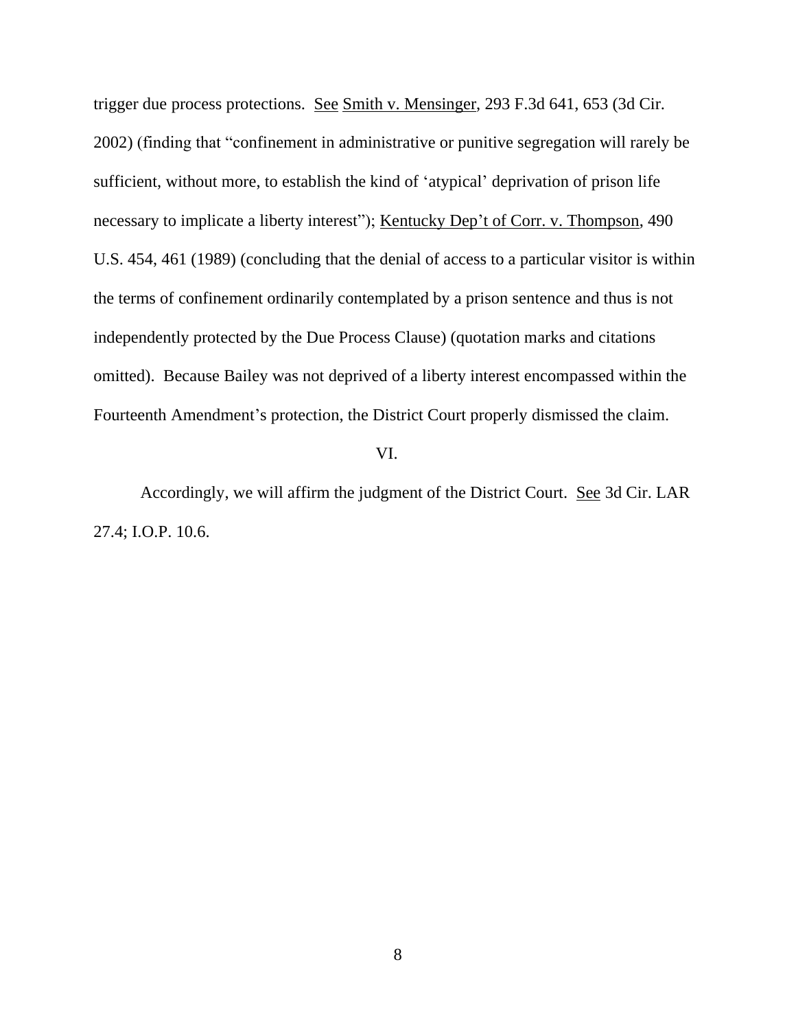trigger due process protections. See Smith v. Mensinger, 293 F.3d 641, 653 (3d Cir. 2002) (finding that "confinement in administrative or punitive segregation will rarely be sufficient, without more, to establish the kind of 'atypical' deprivation of prison life necessary to implicate a liberty interest"); Kentucky Dep't of Corr. v. Thompson, 490 U.S. 454, 461 (1989) (concluding that the denial of access to a particular visitor is within the terms of confinement ordinarily contemplated by a prison sentence and thus is not independently protected by the Due Process Clause) (quotation marks and citations omitted). Because Bailey was not deprived of a liberty interest encompassed within the Fourteenth Amendment's protection, the District Court properly dismissed the claim.

VI.

Accordingly, we will affirm the judgment of the District Court. See 3d Cir. LAR 27.4; I.O.P. 10.6.